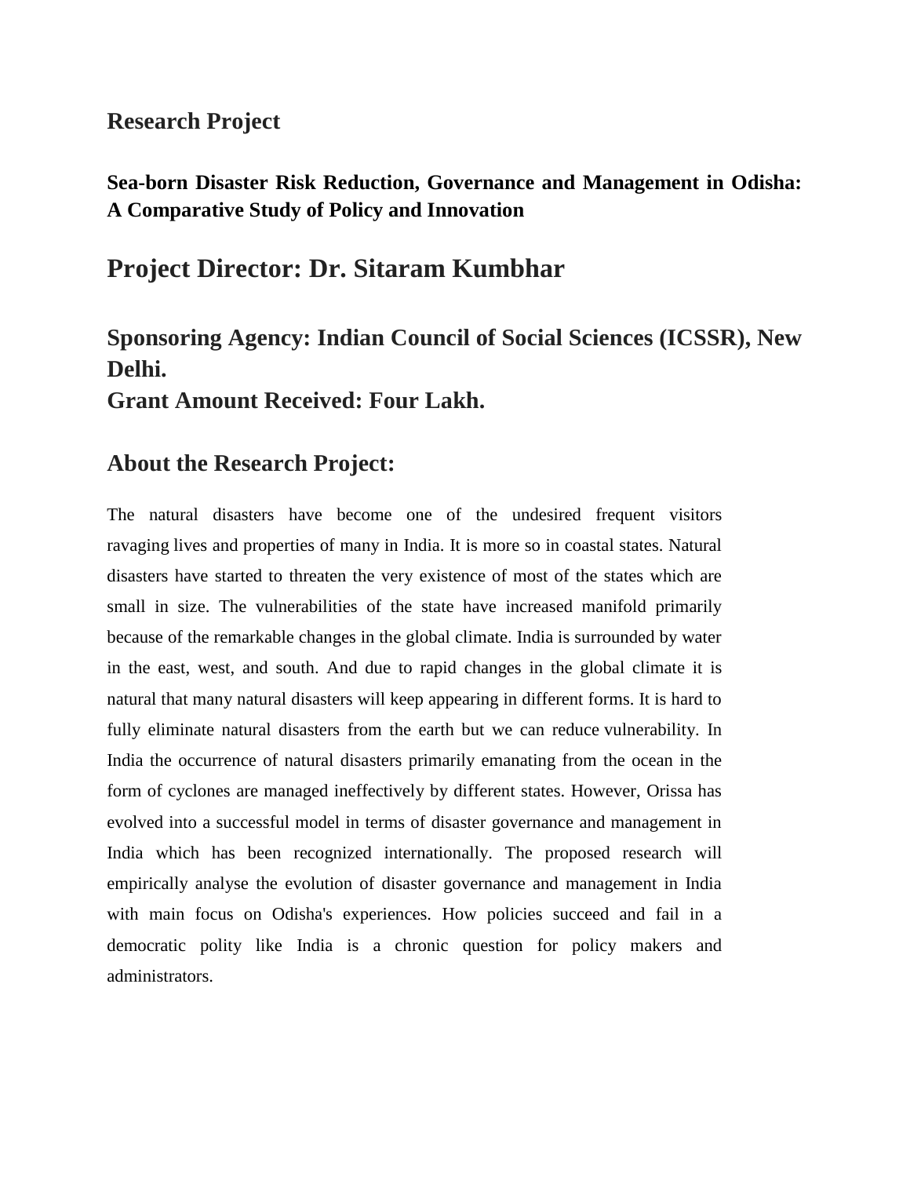## Research Project

**Sea-born Disaster Risk Reduction, Governance and Management in Odisha: A Comparative Study of Policy and Innovation**

# Project Director: Dr. Sitaram Kumbhar

## Sponsoring Agency: Indian Council of Social Sciences (ICSSR), New Delhi.
## Grant Amount Received: Four Lakh.

## About the Research Project:

The natural disasters have become one of the undesired frequent visitors ravaging lives and properties of many in India. It is more so in coastal states. Natural disasters have started to threaten the very existence of most of the states which are small in size. The vulnerabilities of the state have increased manifold primarily because of the remarkable changes in the global climate. India is surrounded by water in the east, west, and south. And due to rapid changes in the global climate it is natural that many natural disasters will keep appearing in different forms. It is hard to fully eliminate natural disasters from the earth but we can reduce vulnerability. In India the occurrence of natural disasters primarily emanating from the ocean in the form of cyclones are managed ineffectively by different states. However, Orissa has evolved into a successful model in terms of disaster governance and management in India which has been recognized internationally. The proposed research will empirically analyse the evolution of disaster governance and management in India with main focus on Odisha's experiences. How policies succeed and fail in a democratic polity like India is a chronic question for policy makers and administrators.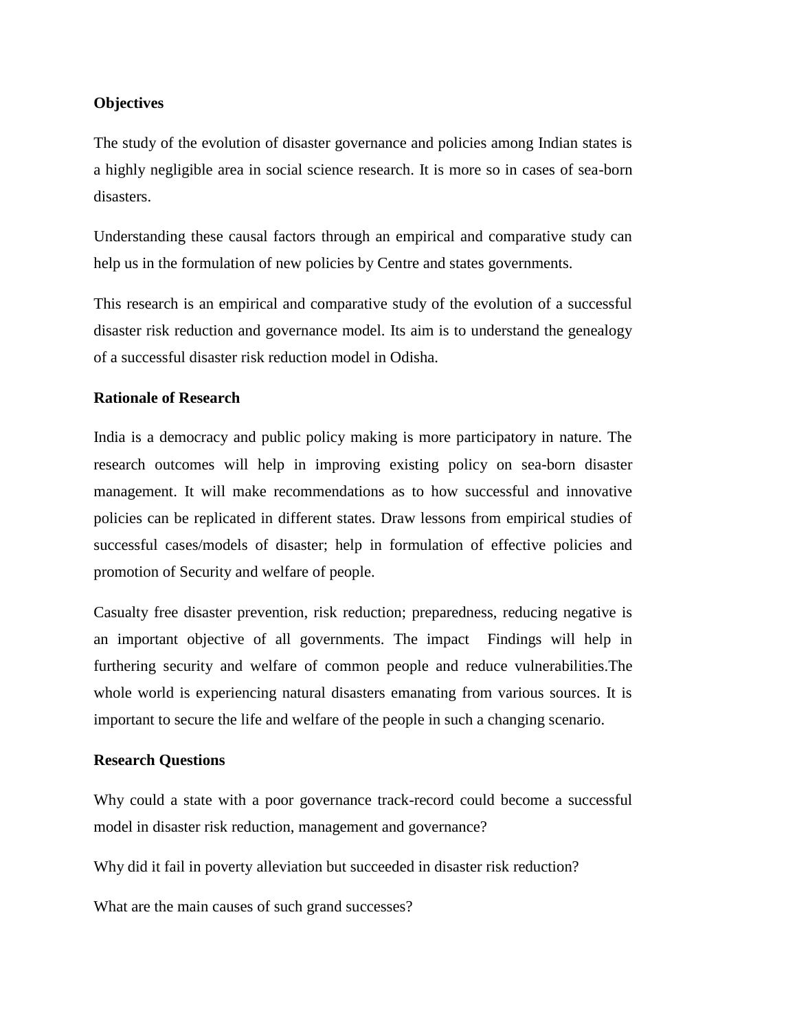**Objectives**

The study of the evolution of disaster governance and policies among Indian states is a highly negligible area in social science research. It is more so in cases of sea-born disasters.

Understanding these causal factors through an empirical and comparative study can help us in the formulation of new policies by Centre and states governments.

This research is an empirical and comparative study of the evolution of a successful disaster risk reduction and governance model. Its aim is to understand the genealogy of a successful disaster risk reduction model in Odisha.

**Rationale of Research**

India is a democracy and public policy making is more participatory in nature. The research outcomes will help in improving existing policy on sea-born disaster management. It will make recommendations as to how successful and innovative policies can be replicated in different states. Draw lessons from empirical studies of successful cases/models of disaster; help in formulation of effective policies and promotion of Security and welfare of people.

Casualty free disaster prevention, risk reduction; preparedness, reducing negative is an important objective of all governments. The impact  Findings will help in furthering security and welfare of common people and reduce vulnerabilities.The whole world is experiencing natural disasters emanating from various sources. It is important to secure the life and welfare of the people in such a changing scenario.

**Research Questions**

Why could a state with a poor governance track-record could become a successful model in disaster risk reduction, management and governance?

Why did it fail in poverty alleviation but succeeded in disaster risk reduction?

What are the main causes of such grand successes?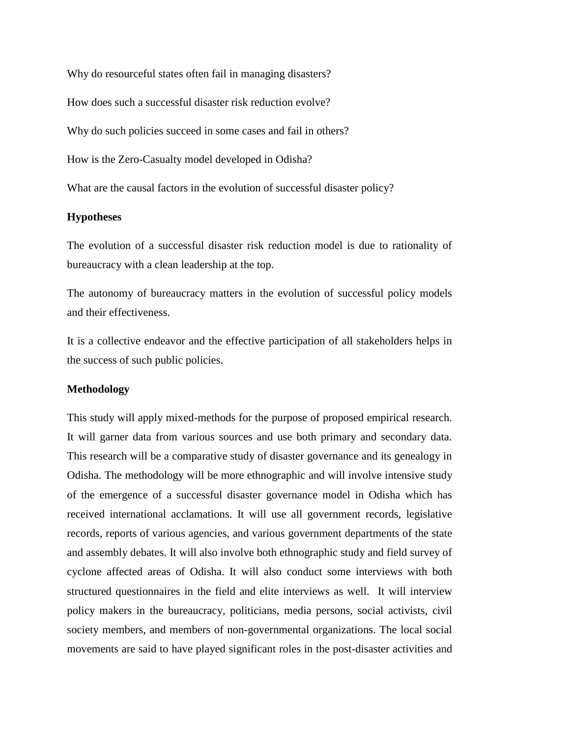Why do resourceful states often fail in managing disasters?

How does such a successful disaster risk reduction evolve?

Why do such policies succeed in some cases and fail in others?

How is the Zero-Casualty model developed in Odisha?

What are the causal factors in the evolution of successful disaster policy?

**Hypotheses**

The evolution of a successful disaster risk reduction model is due to rationality of bureaucracy with a clean leadership at the top.

The autonomy of bureaucracy matters in the evolution of successful policy models and their effectiveness.

It is a collective endeavor and the effective participation of all stakeholders helps in the success of such public policies.

**Methodology**

This study will apply mixed-methods for the purpose of proposed empirical research. It will garner data from various sources and use both primary and secondary data. This research will be a comparative study of disaster governance and its genealogy in Odisha. The methodology will be more ethnographic and will involve intensive study of the emergence of a successful disaster governance model in Odisha which has received international acclamations. It will use all government records, legislative records, reports of various agencies, and various government departments of the state and assembly debates. It will also involve both ethnographic study and field survey of cyclone affected areas of Odisha. It will also conduct some interviews with both structured questionnaires in the field and elite interviews as well. It will interview policy makers in the bureaucracy, politicians, media persons, social activists, civil society members, and members of non-governmental organizations. The local social movements are said to have played significant roles in the post-disaster activities and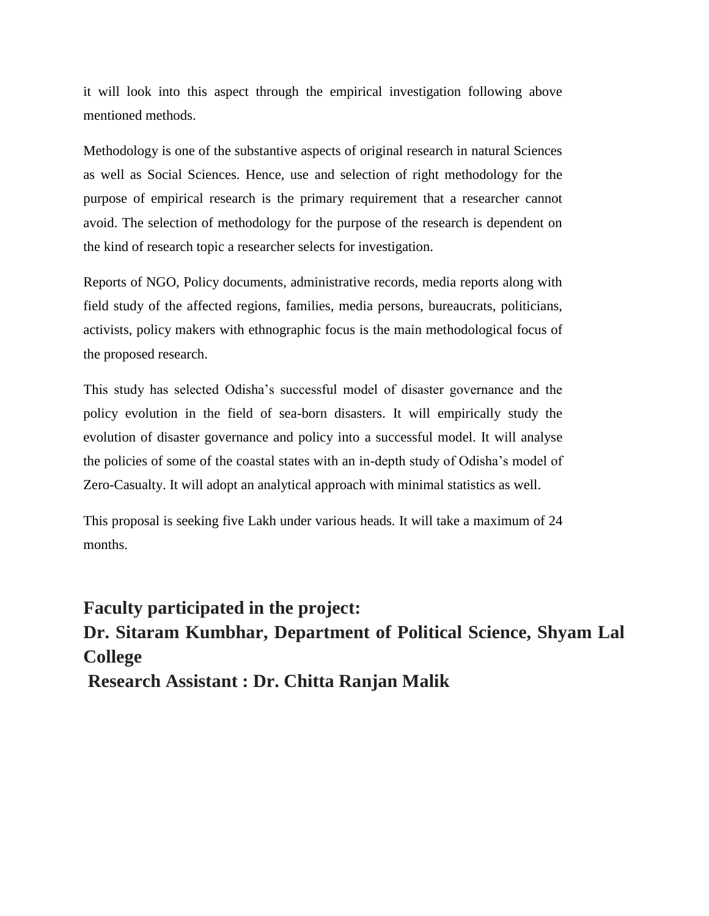it will look into this aspect through the empirical investigation following above mentioned methods.

Methodology is one of the substantive aspects of original research in natural Sciences as well as Social Sciences. Hence, use and selection of right methodology for the purpose of empirical research is the primary requirement that a researcher cannot avoid. The selection of methodology for the purpose of the research is dependent on the kind of research topic a researcher selects for investigation.

Reports of NGO, Policy documents, administrative records, media reports along with field study of the affected regions, families, media persons, bureaucrats, politicians, activists, policy makers with ethnographic focus is the main methodological focus of the proposed research.

This study has selected Odisha's successful model of disaster governance and the policy evolution in the field of sea-born disasters. It will empirically study the evolution of disaster governance and policy into a successful model. It will analyse the policies of some of the coastal states with an in-depth study of Odisha's model of Zero-Casualty. It will adopt an analytical approach with minimal statistics as well.

This proposal is seeking five Lakh under various heads. It will take a maximum of 24 months.

**Faculty participated in the project:**
**Dr. Sitaram Kumbhar, Department of Political Science, Shyam Lal College**
**Research Assistant : Dr. Chitta Ranjan Malik**